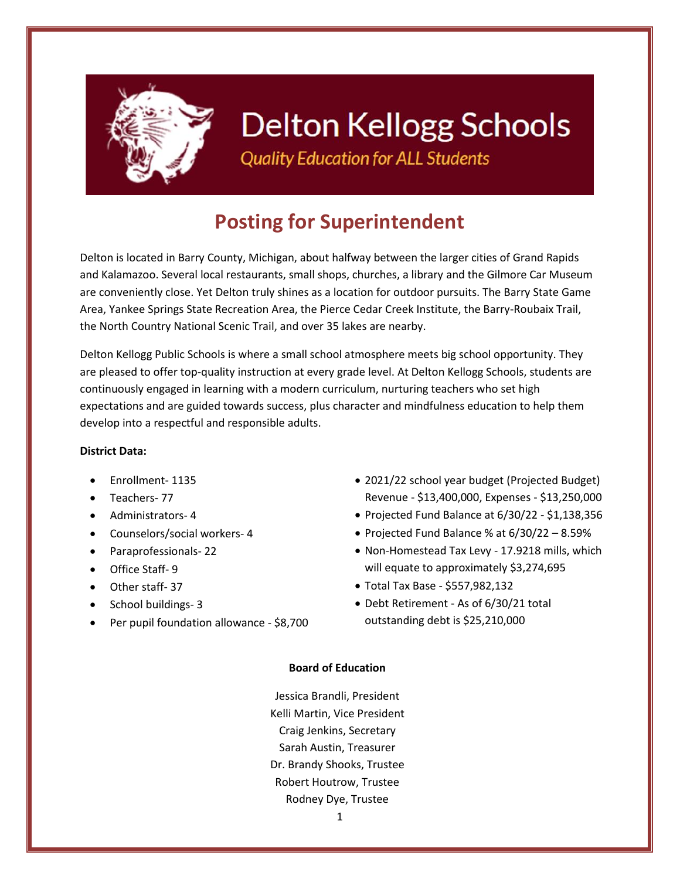# Delton Kellogg Schools

*Quality Education for ALL Students*

## Posting for Superintendent

Delton is located in Barry County, Michigan, about halfway between the larger cities of Grand Rapids and Kalamazoo. Several local restaurants, small shops, churches, a library and the Gilmore Car Museum are conveniently close. Yet Delton truly shines as a location for outdoor pursuits. The Barry State Game Area, Yankee Springs State Recreation Area, the Pierce Cedar Creek Institute, the Barry-Roubaix Trail, the North Country National Scenic Trail, and over 35 lakes are nearby.

Delton Kellogg Public Schools is where a small school atmosphere meets big school opportunity. They are pleased to offer top-quality instruction at every grade level. At Delton Kellogg Schools, students are continuously engaged in learning with a modern curriculum, nurturing teachers who set high expectations and are guided towards success, plus character and mindfulness education to help them develop into a respectful and responsible adults.

**District Data:**

- Enrollment- 1135
- Teachers- 77
- Administrators- 4
- Counselors/social workers- 4
- Paraprofessionals- 22
- Office Staff- 9
- Other staff- 37
- School buildings- 3
- Per pupil foundation allowance - $8,700
- 2021/22 school year budget (Projected Budget) Revenue - $13,400,000, Expenses - $13,250,000
- Projected Fund Balance at 6/30/22 - $1,138,356
- Projected Fund Balance % at 6/30/22 – 8.59%
- Non-Homestead Tax Levy - 17.9218 mills, which will equate to approximately $3,274,695
- Total Tax Base - $557,982,132
- Debt Retirement - As of 6/30/21 total outstanding debt is $25,210,000

**Board of Education**

Jessica Brandli, President
Kelli Martin, Vice President
Craig Jenkins, Secretary
Sarah Austin, Treasurer
Dr. Brandy Shooks, Trustee
Robert Houtrow, Trustee
Rodney Dye, Trustee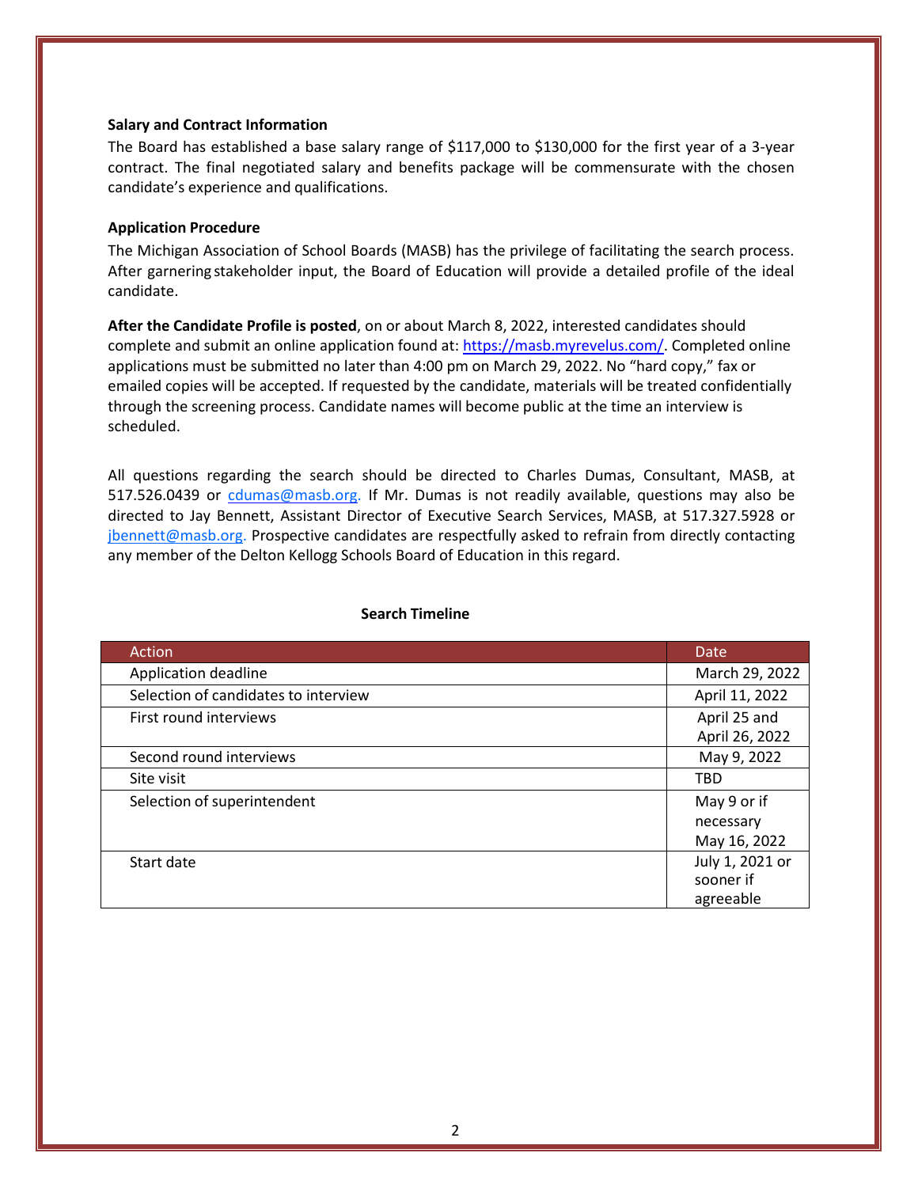**Salary and Contract Information**

The Board has established a base salary range of $117,000 to $130,000 for the first year of a 3-year contract. The final negotiated salary and benefits package will be commensurate with the chosen candidate's experience and qualifications.

**Application Procedure**

The Michigan Association of School Boards (MASB) has the privilege of facilitating the search process. After garnering stakeholder input, the Board of Education will provide a detailed profile of the ideal candidate.

**After the Candidate Profile is posted**, on or about March 8, 2022, interested candidates should complete and submit an online application found at: https://masb.myrevelus.com/. Completed online applications must be submitted no later than 4:00 pm on March 29, 2022. No "hard copy," fax or emailed copies will be accepted. If requested by the candidate, materials will be treated confidentially through the screening process. Candidate names will become public at the time an interview is scheduled.

All questions regarding the search should be directed to Charles Dumas, Consultant, MASB, at 517.526.0439 or cdumas@masb.org. If Mr. Dumas is not readily available, questions may also be directed to Jay Bennett, Assistant Director of Executive Search Services, MASB, at 517.327.5928 or jbennett@masb.org. Prospective candidates are respectfully asked to refrain from directly contacting any member of the Delton Kellogg Schools Board of Education in this regard.

**Search Timeline**

| Action | Date |
|---|---|
| Application deadline | March 29, 2022 |
| Selection of candidates to interview | April 11, 2022 |
| First round interviews | April 25 and April 26, 2022 |
| Second round interviews | May 9, 2022 |
| Site visit | TBD |
| Selection of superintendent | May 9 or if necessary May 16, 2022 |
| Start date | July 1, 2021 or sooner if agreeable |